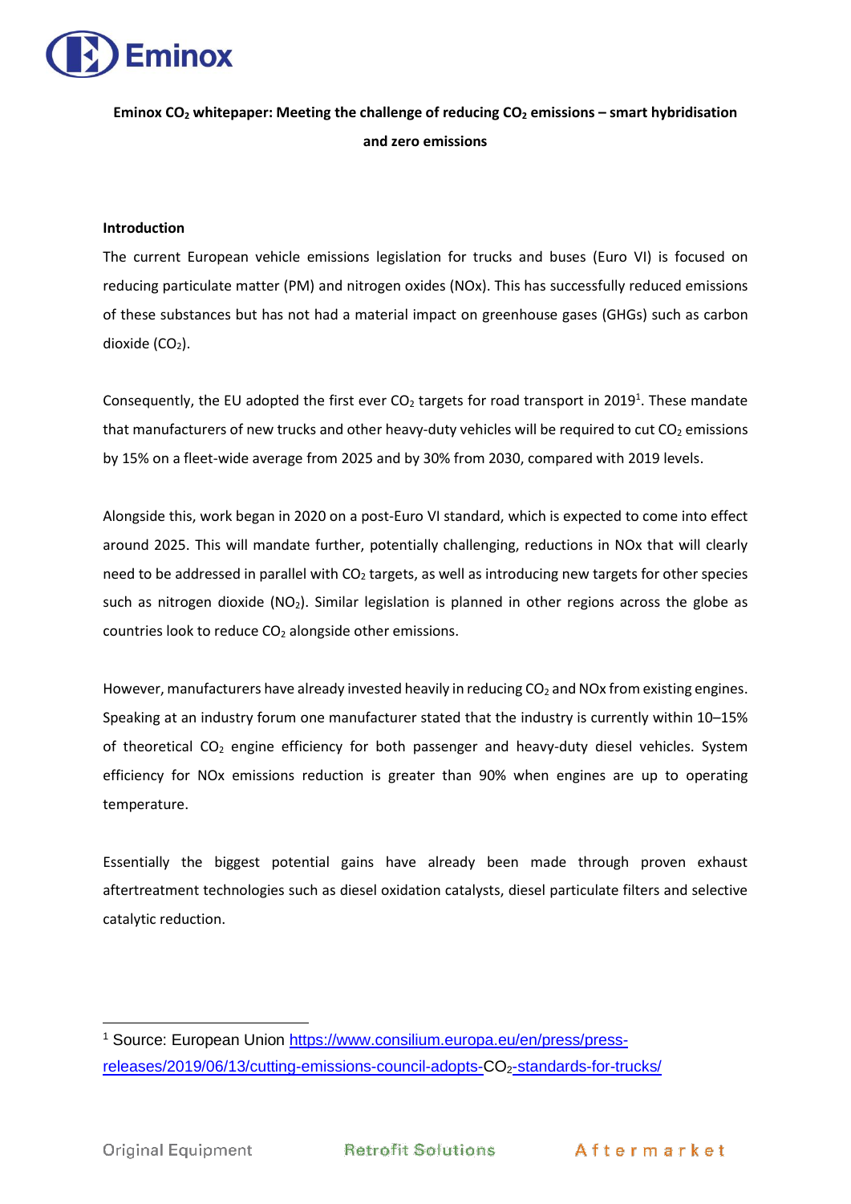**Eminox $CO_2$ whitepaper: Meeting the challenge of reducing $CO_2$ emissions – smart hybridisation and zero emissions**

## Introduction

The current European vehicle emissions legislation for trucks and buses (Euro VI) is focused on reducing particulate matter (PM) and nitrogen oxides (NOx). This has successfully reduced emissions of these substances but has not had a material impact on greenhouse gases (GHGs) such as carbon dioxide ($CO_2$).

Consequently, the EU adopted the first ever $CO_2$ targets for road transport in 2019[1]. These mandate that manufacturers of new trucks and other heavy-duty vehicles will be required to cut $CO_2$ emissions by 15% on a fleet-wide average from 2025 and by 30% from 2030, compared with 2019 levels.

Alongside this, work began in 2020 on a post-Euro VI standard, which is expected to come into effect around 2025. This will mandate further, potentially challenging, reductions in NOx that will clearly need to be addressed in parallel with $CO_2$ targets, as well as introducing new targets for other species such as nitrogen dioxide ($NO_2$). Similar legislation is planned in other regions across the globe as countries look to reduce $CO_2$ alongside other emissions.

However, manufacturers have already invested heavily in reducing $CO_2$ and NOx from existing engines. Speaking at an industry forum one manufacturer stated that the industry is currently within 10–15% of theoretical $CO_2$ engine efficiency for both passenger and heavy-duty diesel vehicles. System efficiency for NOx emissions reduction is greater than 90% when engines are up to operating temperature.

Essentially the biggest potential gains have already been made through proven exhaust aftertreatment technologies such as diesel oxidation catalysts, diesel particulate filters and selective catalytic reduction.

---

[1] Source: European Union https://www.consilium.europa.eu/en/press/press-releases/2019/06/13/cutting-emissions-council-adopts-CO2-standards-for-trucks/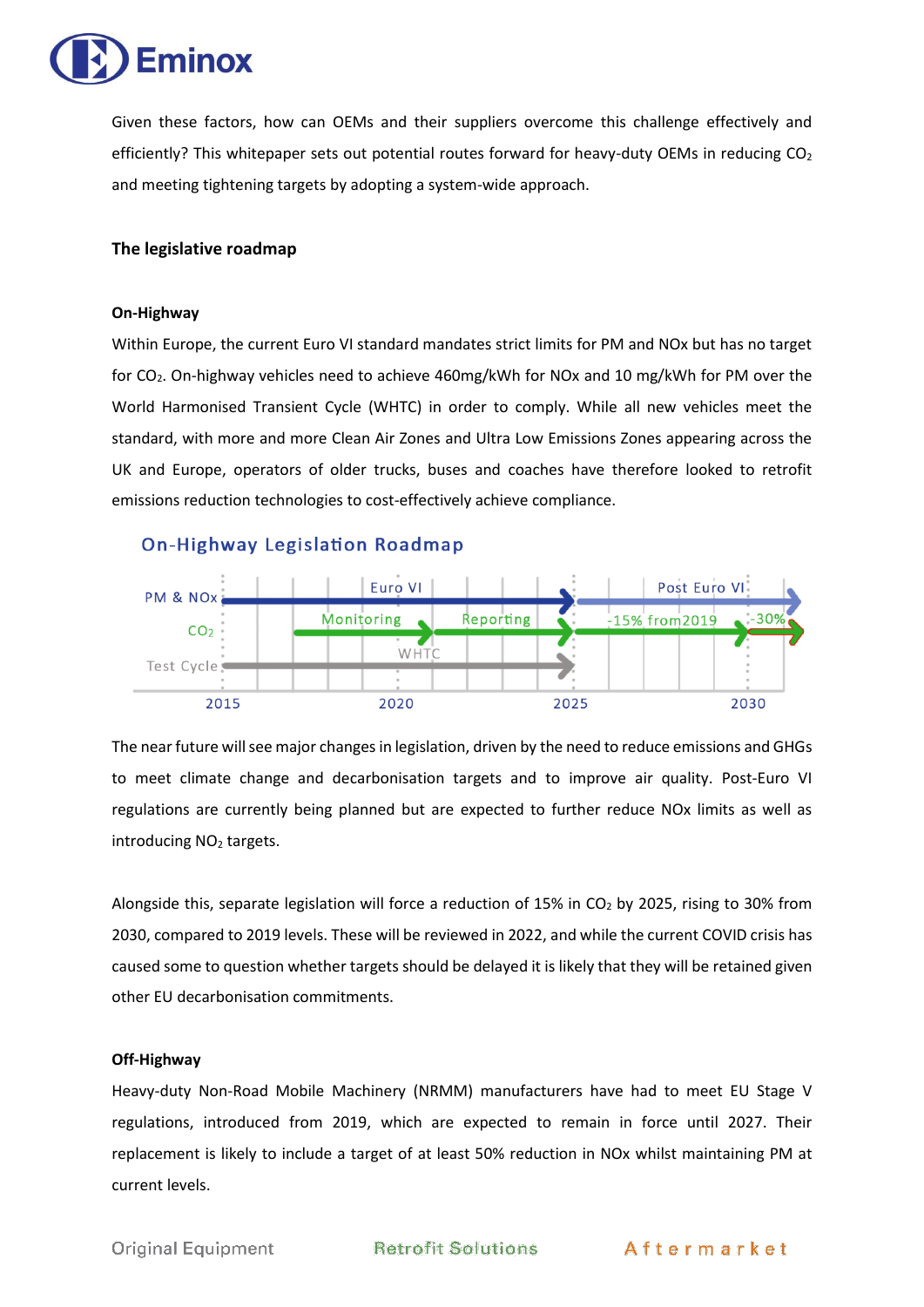Given these factors, how can OEMs and their suppliers overcome this challenge effectively and efficiently? This whitepaper sets out potential routes forward for heavy-duty OEMs in reducing $CO_2$ and meeting tightening targets by adopting a system-wide approach.

## The legislative roadmap

### On-Highway

Within Europe, the current Euro VI standard mandates strict limits for PM and NOx but has no target for $CO_2$. On-highway vehicles need to achieve 460mg/kWh for NOx and 10 mg/kWh for PM over the World Harmonised Transient Cycle (WHTC) in order to comply. While all new vehicles meet the standard, with more and more Clean Air Zones and Ultra Low Emissions Zones appearing across the UK and Europe, operators of older trucks, buses and coaches have therefore looked to retrofit emissions reduction technologies to cost-effectively achieve compliance.

On-Highway Legislation Roadmap

PM & NOx
Euro VI
Post Euro VI
$CO_2$
Monitoring
Reporting
-15% from2019
-30%
Test Cycle
WHTC
2015
2020
2025
2030

The near future will see major changes in legislation, driven by the need to reduce emissions and GHGs to meet climate change and decarbonisation targets and to improve air quality. Post-Euro VI regulations are currently being planned but are expected to further reduce NOx limits as well as introducing $NO_2$ targets.

Alongside this, separate legislation will force a reduction of 15% in $CO_2$ by 2025, rising to 30% from 2030, compared to 2019 levels. These will be reviewed in 2022, and while the current COVID crisis has caused some to question whether targets should be delayed it is likely that they will be retained given other EU decarbonisation commitments.

### Off-Highway

Heavy-duty Non-Road Mobile Machinery (NRMM) manufacturers have had to meet EU Stage V regulations, introduced from 2019, which are expected to remain in force until 2027. Their replacement is likely to include a target of at least 50% reduction in NOx whilst maintaining PM at current levels.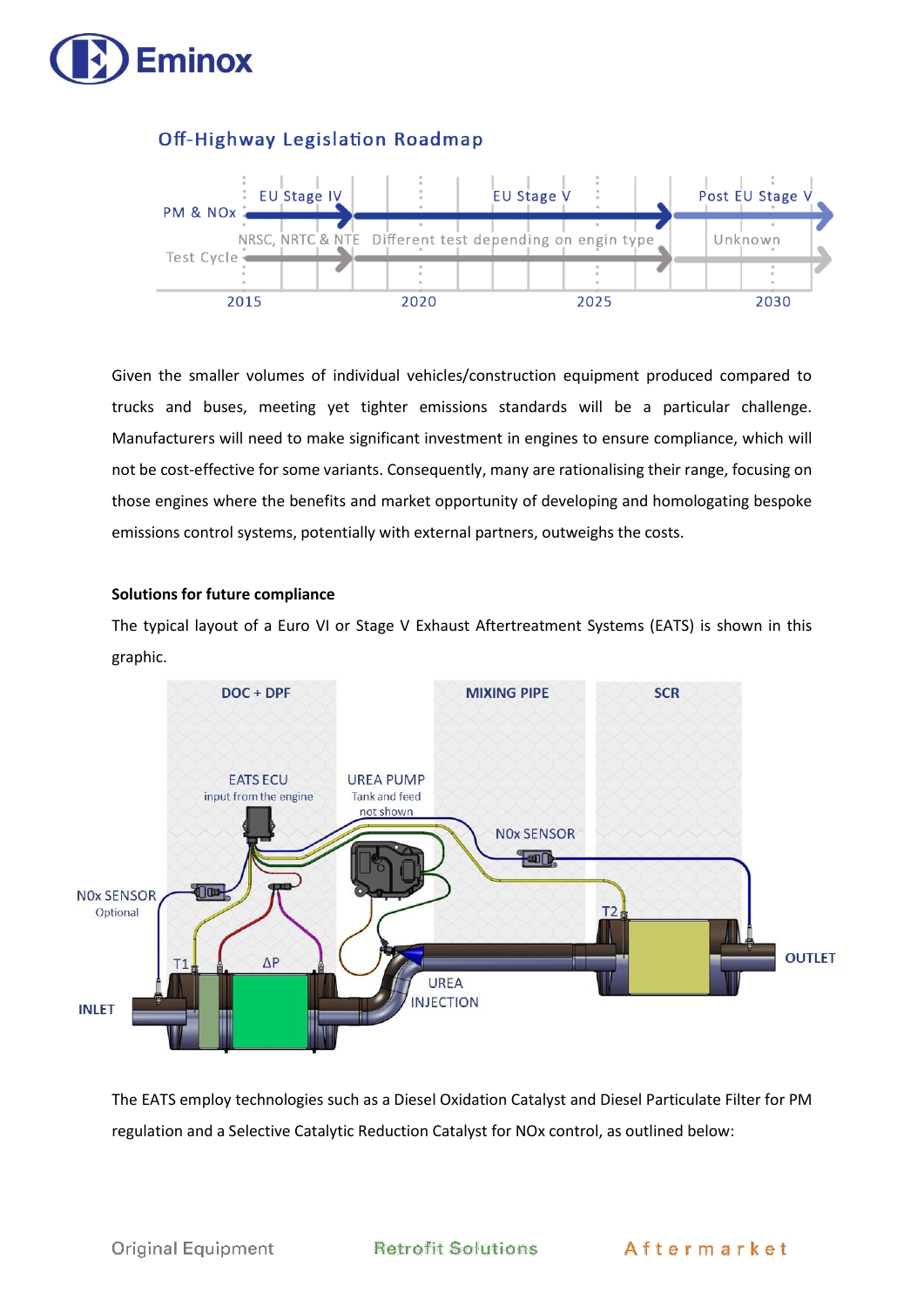## Off-Highway Legislation Roadmap

PM & NOx

EU Stage IV

EU Stage V

Post EU Stage V

Test Cycle

NRSC, NRTC & NTE

Different test depending on engin type

Unknown

2015

2020

2025

2030

Given the smaller volumes of individual vehicles/construction equipment produced compared to trucks and buses, meeting yet tighter emissions standards will be a particular challenge. Manufacturers will need to make significant investment in engines to ensure compliance, which will not be cost-effective for some variants. Consequently, many are rationalising their range, focusing on those engines where the benefits and market opportunity of developing and homologating bespoke emissions control systems, potentially with external partners, outweighs the costs.

**Solutions for future compliance**

The typical layout of a Euro VI or Stage V Exhaust Aftertreatment Systems (EATS) is shown in this graphic.

DOC + DPF

MIXING PIPE

SCR

EATS ECU
input from the engine

UREA PUMP
Tank and feed
not shown

NOx SENSOR

NOx SENSOR
Optional

T2

T1

ΔP

OUTLET

UREA
INJECTION

INLET

The EATS employ technologies such as a Diesel Oxidation Catalyst and Diesel Particulate Filter for PM regulation and a Selective Catalytic Reduction Catalyst for NOx control, as outlined below: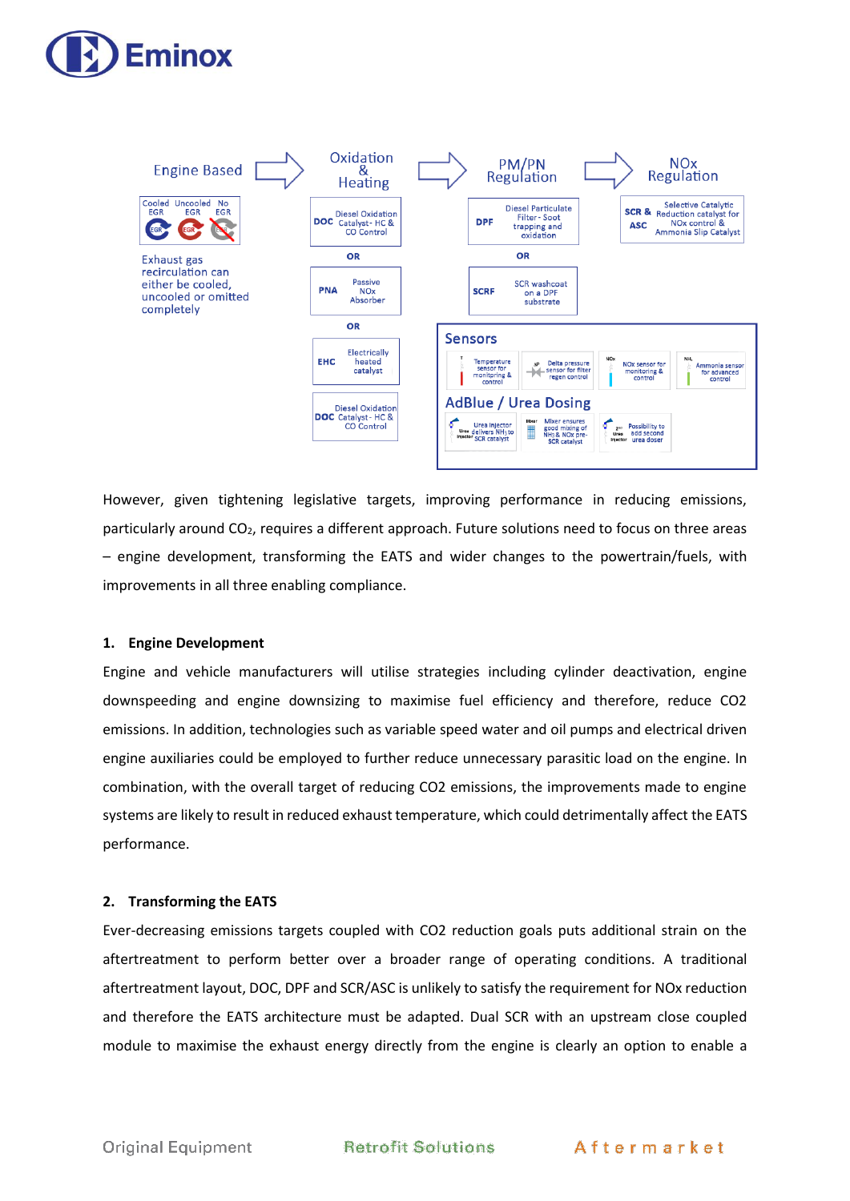Engine Based

Cooled EGR Uncooled EGR No EGR

Exhaust gas recirculation can either be cooled, uncooled or omitted completely

Oxidation & Heating

DOC Diesel Oxidation Catalyst- HC & CO Control

OR

PNA Passive NOx Absorber

OR

EHC Electrically heated catalyst

DOC Diesel Oxidation Catalyst - HC & CO Control

PM/PN Regulation

DPF Diesel Particulate Filter - Soot trapping and oxidation

OR

SCRF SCR washcoat on a DPF substrate

NOx Regulation

SCR & ASC Selective Catalytic Reduction catalyst for NOx control & Ammonia Slip Catalyst

Sensors

Temperature sensor for monitoring & control

Delta pressure sensor for filter regen control

NOx sensor for monitoring & control

Ammonia sensor for advanced control

AdBlue / Urea Dosing

Urea injector delivers $NH_3$ to SCR catalyst

Mixer ensures good mixing of $NH_3$ & NOx pre-SCR catalyst

Possibility to add second urea doser

However, given tightening legislative targets, improving performance in reducing emissions, particularly around $CO_2$, requires a different approach. Future solutions need to focus on three areas – engine development, transforming the EATS and wider changes to the powertrain/fuels, with improvements in all three enabling compliance.

**1. Engine Development**

Engine and vehicle manufacturers will utilise strategies including cylinder deactivation, engine downspeeding and engine downsizing to maximise fuel efficiency and therefore, reduce CO2 emissions. In addition, technologies such as variable speed water and oil pumps and electrical driven engine auxiliaries could be employed to further reduce unnecessary parasitic load on the engine. In combination, with the overall target of reducing CO2 emissions, the improvements made to engine systems are likely to result in reduced exhaust temperature, which could detrimentally affect the EATS performance.

**2. Transforming the EATS**

Ever-decreasing emissions targets coupled with CO2 reduction goals puts additional strain on the aftertreatment to perform better over a broader range of operating conditions. A traditional aftertreatment layout, DOC, DPF and SCR/ASC is unlikely to satisfy the requirement for NOx reduction and therefore the EATS architecture must be adapted. Dual SCR with an upstream close coupled module to maximise the exhaust energy directly from the engine is clearly an option to enable a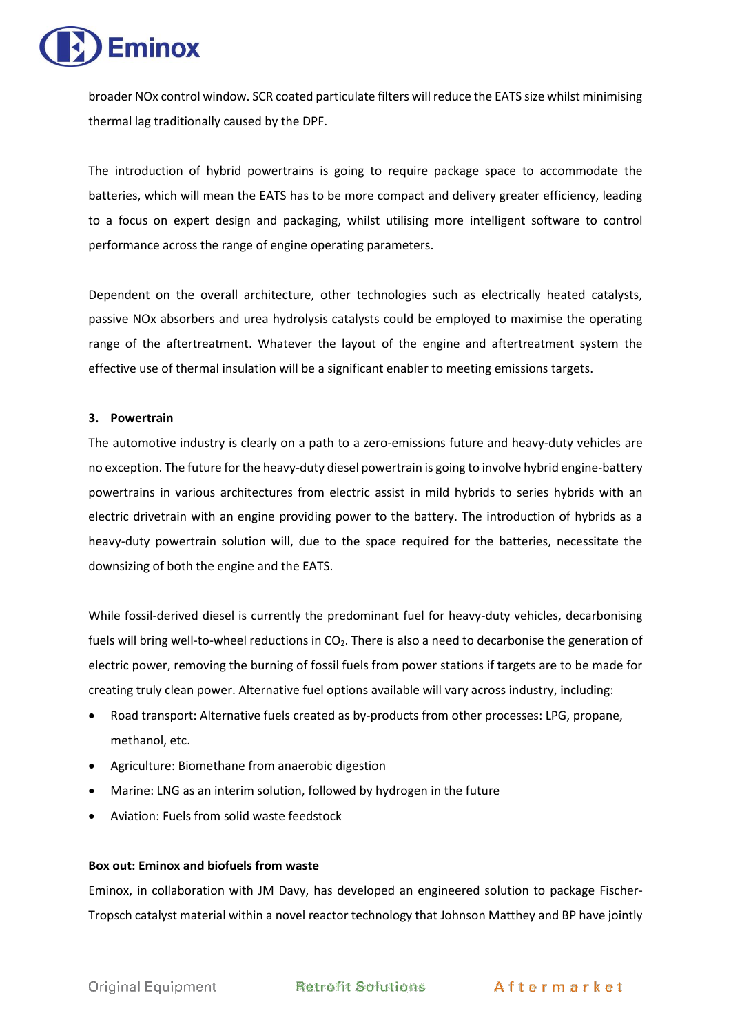broader NOx control window. SCR coated particulate filters will reduce the EATS size whilst minimising thermal lag traditionally caused by the DPF.

The introduction of hybrid powertrains is going to require package space to accommodate the batteries, which will mean the EATS has to be more compact and delivery greater efficiency, leading to a focus on expert design and packaging, whilst utilising more intelligent software to control performance across the range of engine operating parameters.

Dependent on the overall architecture, other technologies such as electrically heated catalysts, passive NOx absorbers and urea hydrolysis catalysts could be employed to maximise the operating range of the aftertreatment. Whatever the layout of the engine and aftertreatment system the effective use of thermal insulation will be a significant enabler to meeting emissions targets.

### 3. Powertrain

The automotive industry is clearly on a path to a zero-emissions future and heavy-duty vehicles are no exception. The future for the heavy-duty diesel powertrain is going to involve hybrid engine-battery powertrains in various architectures from electric assist in mild hybrids to series hybrids with an electric drivetrain with an engine providing power to the battery. The introduction of hybrids as a heavy-duty powertrain solution will, due to the space required for the batteries, necessitate the downsizing of both the engine and the EATS.

While fossil-derived diesel is currently the predominant fuel for heavy-duty vehicles, decarbonising fuels will bring well-to-wheel reductions in $CO_2$. There is also a need to decarbonise the generation of electric power, removing the burning of fossil fuels from power stations if targets are to be made for creating truly clean power. Alternative fuel options available will vary across industry, including:

- Road transport: Alternative fuels created as by-products from other processes: LPG, propane, methanol, etc.
- Agriculture: Biomethane from anaerobic digestion
- Marine: LNG as an interim solution, followed by hydrogen in the future
- Aviation: Fuels from solid waste feedstock

**Box out: Eminox and biofuels from waste**

Eminox, in collaboration with JM Davy, has developed an engineered solution to package Fischer-Tropsch catalyst material within a novel reactor technology that Johnson Matthey and BP have jointly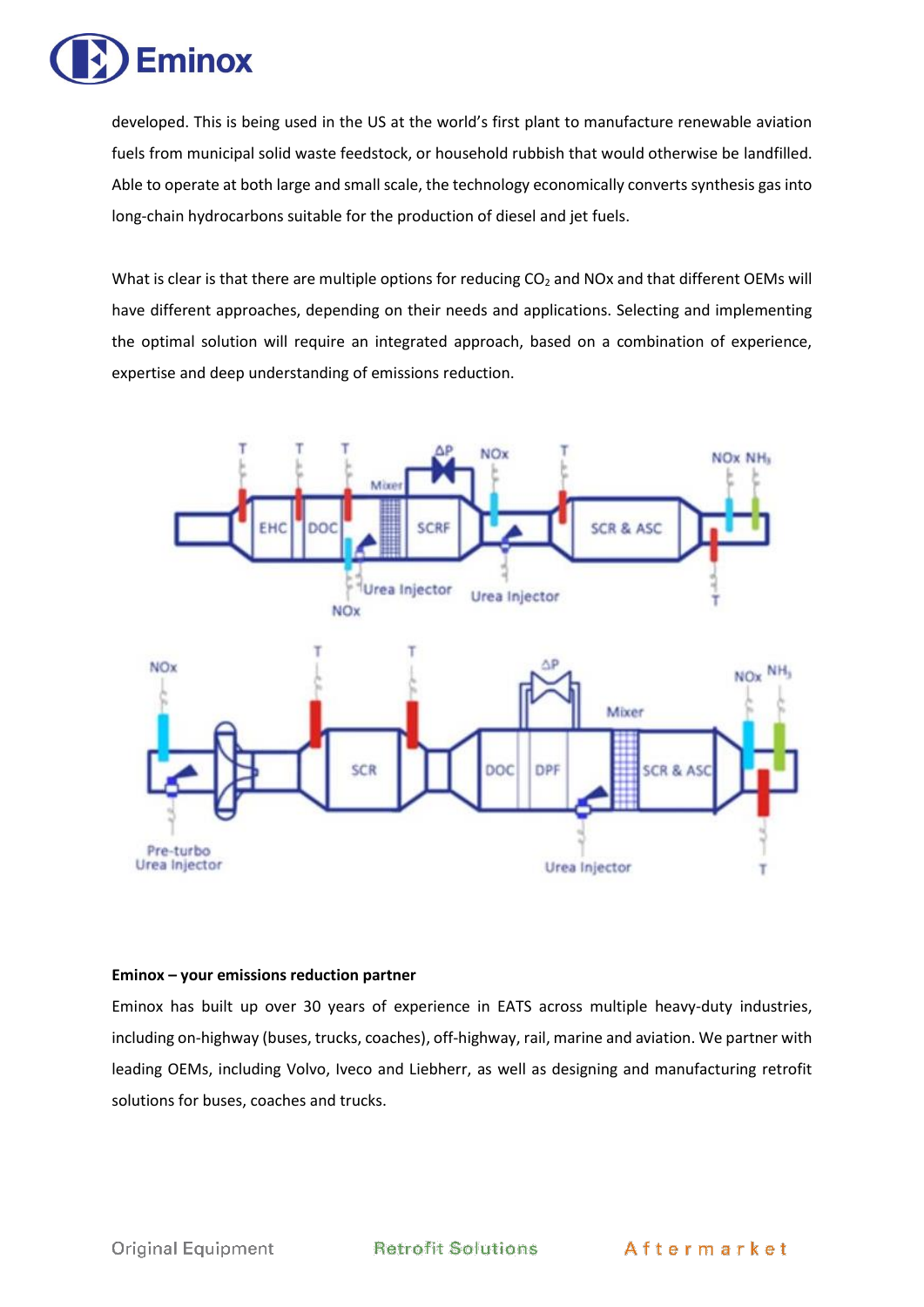developed. This is being used in the US at the world's first plant to manufacture renewable aviation fuels from municipal solid waste feedstock, or household rubbish that would otherwise be landfilled. Able to operate at both large and small scale, the technology economically converts synthesis gas into long-chain hydrocarbons suitable for the production of diesel and jet fuels.

What is clear is that there are multiple options for reducing $CO_2$ and NOx and that different OEMs will have different approaches, depending on their needs and applications. Selecting and implementing the optimal solution will require an integrated approach, based on a combination of experience, expertise and deep understanding of emissions reduction.

T
T
T
ΔP
NOx
T
NOx NH₃
Mixer
EHC
DOC
SCRF
SCR & ASC
Urea Injector
Urea Injector
NOx
T

NOx
T
T
ΔP
NOx NH₃
Mixer
SCR
DOC
DPF
SCR & ASC
Pre-turbo Urea Injector
Urea Injector
T

**Eminox – your emissions reduction partner**

Eminox has built up over 30 years of experience in EATS across multiple heavy-duty industries, including on-highway (buses, trucks, coaches), off-highway, rail, marine and aviation. We partner with leading OEMs, including Volvo, Iveco and Liebherr, as well as designing and manufacturing retrofit solutions for buses, coaches and trucks.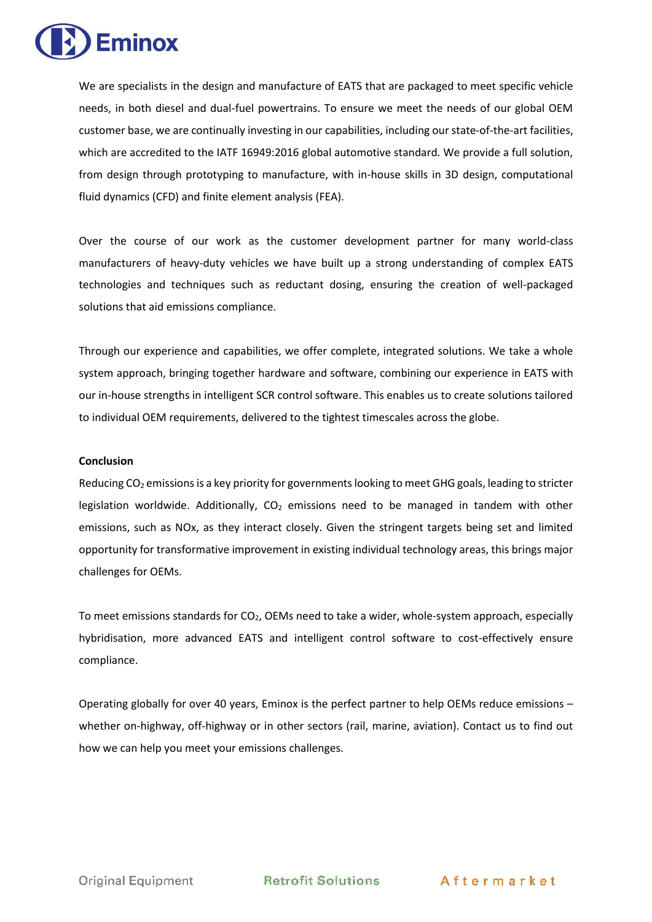We are specialists in the design and manufacture of EATS that are packaged to meet specific vehicle needs, in both diesel and dual-fuel powertrains. To ensure we meet the needs of our global OEM customer base, we are continually investing in our capabilities, including our state-of-the-art facilities, which are accredited to the IATF 16949:2016 global automotive standard. We provide a full solution, from design through prototyping to manufacture, with in-house skills in 3D design, computational fluid dynamics (CFD) and finite element analysis (FEA).

Over the course of our work as the customer development partner for many world-class manufacturers of heavy-duty vehicles we have built up a strong understanding of complex EATS technologies and techniques such as reductant dosing, ensuring the creation of well-packaged solutions that aid emissions compliance.

Through our experience and capabilities, we offer complete, integrated solutions. We take a whole system approach, bringing together hardware and software, combining our experience in EATS with our in-house strengths in intelligent SCR control software. This enables us to create solutions tailored to individual OEM requirements, delivered to the tightest timescales across the globe.

**Conclusion**

Reducing $CO_2$ emissions is a key priority for governments looking to meet GHG goals, leading to stricter legislation worldwide. Additionally, $CO_2$ emissions need to be managed in tandem with other emissions, such as NOx, as they interact closely. Given the stringent targets being set and limited opportunity for transformative improvement in existing individual technology areas, this brings major challenges for OEMs.

To meet emissions standards for $CO_2$, OEMs need to take a wider, whole-system approach, especially hybridisation, more advanced EATS and intelligent control software to cost-effectively ensure compliance.

Operating globally for over 40 years, Eminox is the perfect partner to help OEMs reduce emissions – whether on-highway, off-highway or in other sectors (rail, marine, aviation). Contact us to find out how we can help you meet your emissions challenges.